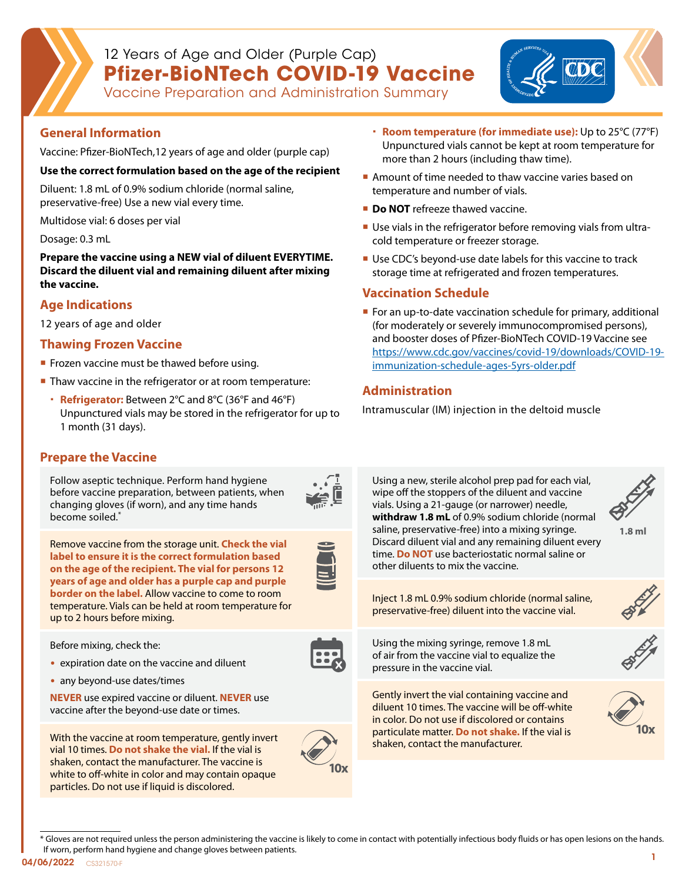# 12 Years of Age and Older (Purple Cap)
# Pfizer-BioNTech COVID-19 Vaccine
## Vaccine Preparation and Administration Summary

## General Information

Vaccine: Pfizer-BioNTech,12 years of age and older (purple cap)

**Use the correct formulation based on the age of the recipient**

Diluent: 1.8 mL of 0.9% sodium chloride (normal saline, preservative-free) Use a new vial every time.

Multidose vial: 6 doses per vial

Dosage: 0.3 mL

**Prepare the vaccine using a NEW vial of diluent EVERYTIME. Discard the diluent vial and remaining diluent after mixing the vaccine.**

## Age Indications

12 years of age and older

## Thawing Frozen Vaccine

- Frozen vaccine must be thawed before using.
- Thaw vaccine in the refrigerator or at room temperature:
  - **Refrigerator:** Between 2°C and 8°C (36°F and 46°F) Unpunctured vials may be stored in the refrigerator for up to 1 month (31 days).
  - **Room temperature (for immediate use):** Up to 25°C (77°F) Unpunctured vials cannot be kept at room temperature for more than 2 hours (including thaw time).
- Amount of time needed to thaw vaccine varies based on temperature and number of vials.
- **Do NOT** refreeze thawed vaccine.
- Use vials in the refrigerator before removing vials from ultra-cold temperature or freezer storage.
- Use CDC's beyond-use date labels for this vaccine to track storage time at refrigerated and frozen temperatures.

## Vaccination Schedule

- For an up-to-date vaccination schedule for primary, additional (for moderately or severely immunocompromised persons), and booster doses of Pfizer-BioNTech COVID-19 Vaccine see https://www.cdc.gov/vaccines/covid-19/downloads/COVID-19-immunization-schedule-ages-5yrs-older.pdf

## Administration

Intramuscular (IM) injection in the deltoid muscle

## Prepare the Vaccine

Follow aseptic technique. Perform hand hygiene before vaccine preparation, between patients, when changing gloves (if worn), and any time hands become soiled.*

Remove vaccine from the storage unit. **Check the vial label to ensure it is the correct formulation based on the age of the recipient. The vial for persons 12 years of age and older has a purple cap and purple border on the label.** Allow vaccine to come to room temperature. Vials can be held at room temperature for up to 2 hours before mixing.

Before mixing, check the:

- expiration date on the vaccine and diluent
- any beyond-use dates/times

**NEVER** use expired vaccine or diluent. **NEVER** use vaccine after the beyond-use date or times.

With the vaccine at room temperature, gently invert vial 10 times. **Do not shake the vial.** If the vial is shaken, contact the manufacturer. The vaccine is white to off-white in color and may contain opaque particles. Do not use if liquid is discolored.

10x

Using a new, sterile alcohol prep pad for each vial, wipe off the stoppers of the diluent and vaccine vials. Using a 21-gauge (or narrower) needle, **withdraw 1.8 mL** of 0.9% sodium chloride (normal saline, preservative-free) into a mixing syringe. Discard diluent vial and any remaining diluent every time. **Do NOT** use bacteriostatic normal saline or other diluents to mix the vaccine.

1.8 ml

Inject 1.8 mL 0.9% sodium chloride (normal saline, preservative-free) diluent into the vaccine vial.

Using the mixing syringe, remove 1.8 mL of air from the vaccine vial to equalize the pressure in the vaccine vial.

Gently invert the vial containing vaccine and diluent 10 times. The vaccine will be off-white in color. Do not use if discolored or contains particulate matter. **Do not shake.** If the vial is shaken, contact the manufacturer.

10x

\* Gloves are not required unless the person administering the vaccine is likely to come in contact with potentially infectious body fluids or has open lesions on the hands. If worn, perform hand hygiene and change gloves between patients.

04/06/2022 CS321570-F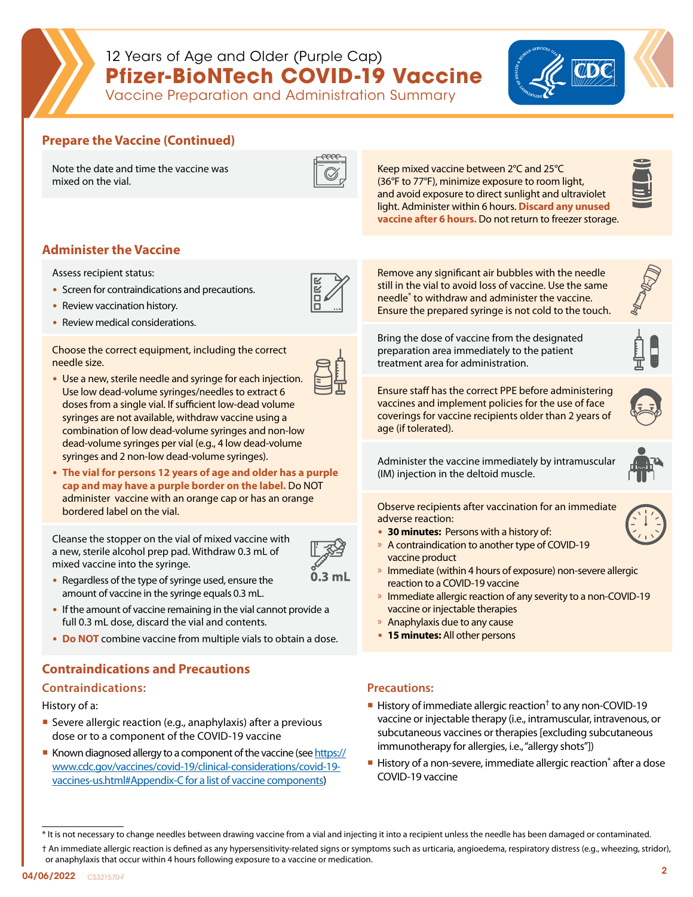12 Years of Age and Older (Purple Cap)

# Pfizer-BioNTech COVID-19 Vaccine

Vaccine Preparation and Administration Summary

## Prepare the Vaccine (Continued)

Note the date and time the vaccine was mixed on the vial.

Keep mixed vaccine between 2°C and 25°C (36°F to 77°F), minimize exposure to room light, and avoid exposure to direct sunlight and ultraviolet light. Administer within 6 hours. **Discard any unused vaccine after 6 hours.** Do not return to freezer storage.

## Administer the Vaccine

Assess recipient status:

- Screen for contraindications and precautions.
- Review vaccination history.
- Review medical considerations.

Choose the correct equipment, including the correct needle size.

- Use a new, sterile needle and syringe for each injection. Use low dead-volume syringes/needles to extract 6 doses from a single vial. If sufficient low-dead volume syringes are not available, withdraw vaccine using a combination of low dead-volume syringes and non-low dead-volume syringes per vial (e.g., 4 low dead-volume syringes and 2 non-low dead-volume syringes).
- **The vial for persons 12 years of age and older has a purple cap and may have a purple border on the label.** Do NOT administer vaccine with an orange cap or has an orange bordered label on the vial.

Cleanse the stopper on the vial of mixed vaccine with a new, sterile alcohol prep pad. Withdraw 0.3 mL of mixed vaccine into the syringe.

- Regardless of the type of syringe used, ensure the amount of vaccine in the syringe equals 0.3 mL.
- If the amount of vaccine remaining in the vial cannot provide a full 0.3 mL dose, discard the vial and contents.
- **Do NOT** combine vaccine from multiple vials to obtain a dose.

Remove any significant air bubbles with the needle still in the vial to avoid loss of vaccine. Use the same needle* to withdraw and administer the vaccine. Ensure the prepared syringe is not cold to the touch.

Bring the dose of vaccine from the designated preparation area immediately to the patient treatment area for administration.

Ensure staff has the correct PPE before administering vaccines and implement policies for the use of face coverings for vaccine recipients older than 2 years of age (if tolerated).

Administer the vaccine immediately by intramuscular (IM) injection in the deltoid muscle.

Observe recipients after vaccination for an immediate adverse reaction:

- **30 minutes:** Persons with a history of:
  - A contraindication to another type of COVID-19 vaccine product
  - Immediate (within 4 hours of exposure) non-severe allergic reaction to a COVID-19 vaccine
  - Immediate allergic reaction of any severity to a non-COVID-19 vaccine or injectable therapies
  - Anaphylaxis due to any cause
- **15 minutes:** All other persons

## Contraindications and Precautions

### Contraindications:

History of a:

- Severe allergic reaction (e.g., anaphylaxis) after a previous dose or to a component of the COVID-19 vaccine
- Known diagnosed allergy to a component of the vaccine (see https://www.cdc.gov/vaccines/covid-19/clinical-considerations/covid-19-vaccines-us.html#Appendix-C for a list of vaccine components)

### Precautions:

- History of immediate allergic reaction† to any non-COVID-19 vaccine or injectable therapy (i.e., intramuscular, intravenous, or subcutaneous vaccines or therapies [excluding subcutaneous immunotherapy for allergies, i.e., "allergy shots"])
- History of a non-severe, immediate allergic reaction* after a dose COVID-19 vaccine

---

\* It is not necessary to change needles between drawing vaccine from a vial and injecting it into a recipient unless the needle has been damaged or contaminated.

† An immediate allergic reaction is defined as any hypersensitivity-related signs or symptoms such as urticaria, angioedema, respiratory distress (e.g., wheezing, stridor), or anaphylaxis that occur within 4 hours following exposure to a vaccine or medication.

04/06/2022 CS321570-F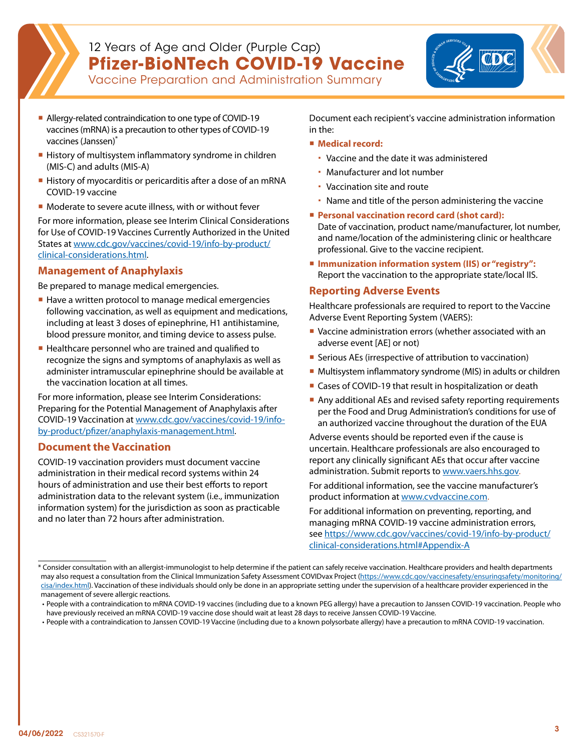# 12 Years of Age and Older (Purple Cap)

# Pfizer-BioNTech COVID-19 Vaccine

Vaccine Preparation and Administration Summary

- Allergy-related contraindication to one type of COVID-19 vaccines (mRNA) is a precaution to other types of COVID-19 vaccines (Janssen)*
- History of multisystem inflammatory syndrome in children (MIS-C) and adults (MIS-A)
- History of myocarditis or pericarditis after a dose of an mRNA COVID-19 vaccine
- Moderate to severe acute illness, with or without fever

For more information, please see Interim Clinical Considerations for Use of COVID-19 Vaccines Currently Authorized in the United States at www.cdc.gov/vaccines/covid-19/info-by-product/clinical-considerations.html.

## Management of Anaphylaxis

Be prepared to manage medical emergencies.

- Have a written protocol to manage medical emergencies following vaccination, as well as equipment and medications, including at least 3 doses of epinephrine, H1 antihistamine, blood pressure monitor, and timing device to assess pulse.
- Healthcare personnel who are trained and qualified to recognize the signs and symptoms of anaphylaxis as well as administer intramuscular epinephrine should be available at the vaccination location at all times.

For more information, please see Interim Clinical Considerations: Preparing for the Potential Management of Anaphylaxis after COVID-19 Vaccination at www.cdc.gov/vaccines/covid-19/info-by-product/pfizer/anaphylaxis-management.html.

## Document the Vaccination

COVID-19 vaccination providers must document vaccine administration in their medical record systems within 24 hours of administration and use their best efforts to report administration data to the relevant system (i.e., immunization information system) for the jurisdiction as soon as practicable and no later than 72 hours after administration.

Document each recipient's vaccine administration information in the:

- **Medical record:**
  - Vaccine and the date it was administered
  - Manufacturer and lot number
  - Vaccination site and route
  - Name and title of the person administering the vaccine
- **Personal vaccination record card (shot card):** Date of vaccination, product name/manufacturer, lot number, and name/location of the administering clinic or healthcare professional. Give to the vaccine recipient.
- **Immunization information system (IIS) or "registry":** Report the vaccination to the appropriate state/local IIS.

## Reporting Adverse Events

Healthcare professionals are required to report to the Vaccine Adverse Event Reporting System (VAERS):

- Vaccine administration errors (whether associated with an adverse event [AE] or not)
- Serious AEs (irrespective of attribution to vaccination)
- Multisystem inflammatory syndrome (MIS) in adults or children
- Cases of COVID-19 that result in hospitalization or death
- Any additional AEs and revised safety reporting requirements per the Food and Drug Administration's conditions for use of an authorized vaccine throughout the duration of the EUA

Adverse events should be reported even if the cause is uncertain. Healthcare professionals are also encouraged to report any clinically significant AEs that occur after vaccine administration. Submit reports to www.vaers.hhs.gov.

For additional information, see the vaccine manufacturer's product information at www.cvdvaccine.com.

For additional information on preventing, reporting, and managing mRNA COVID-19 vaccine administration errors, see https://www.cdc.gov/vaccines/covid-19/info-by-product/clinical-considerations.html#Appendix-A

---

\* Consider consultation with an allergist-immunologist to help determine if the patient can safely receive vaccination. Healthcare providers and health departments may also request a consultation from the Clinical Immunization Safety Assessment COVIDvax Project (https://www.cdc.gov/vaccinesafety/ensuringsafety/monitoring/cisa/index.html). Vaccination of these individuals should only be done in an appropriate setting under the supervision of a healthcare provider experienced in the management of severe allergic reactions.

- People with a contraindication to mRNA COVID-19 vaccines (including due to a known PEG allergy) have a precaution to Janssen COVID-19 vaccination. People who have previously received an mRNA COVID-19 vaccine dose should wait at least 28 days to receive Janssen COVID-19 Vaccine.
- People with a contraindication to Janssen COVID-19 Vaccine (including due to a known polysorbate allergy) have a precaution to mRNA COVID-19 vaccination.

04/06/2022 CS321570-F